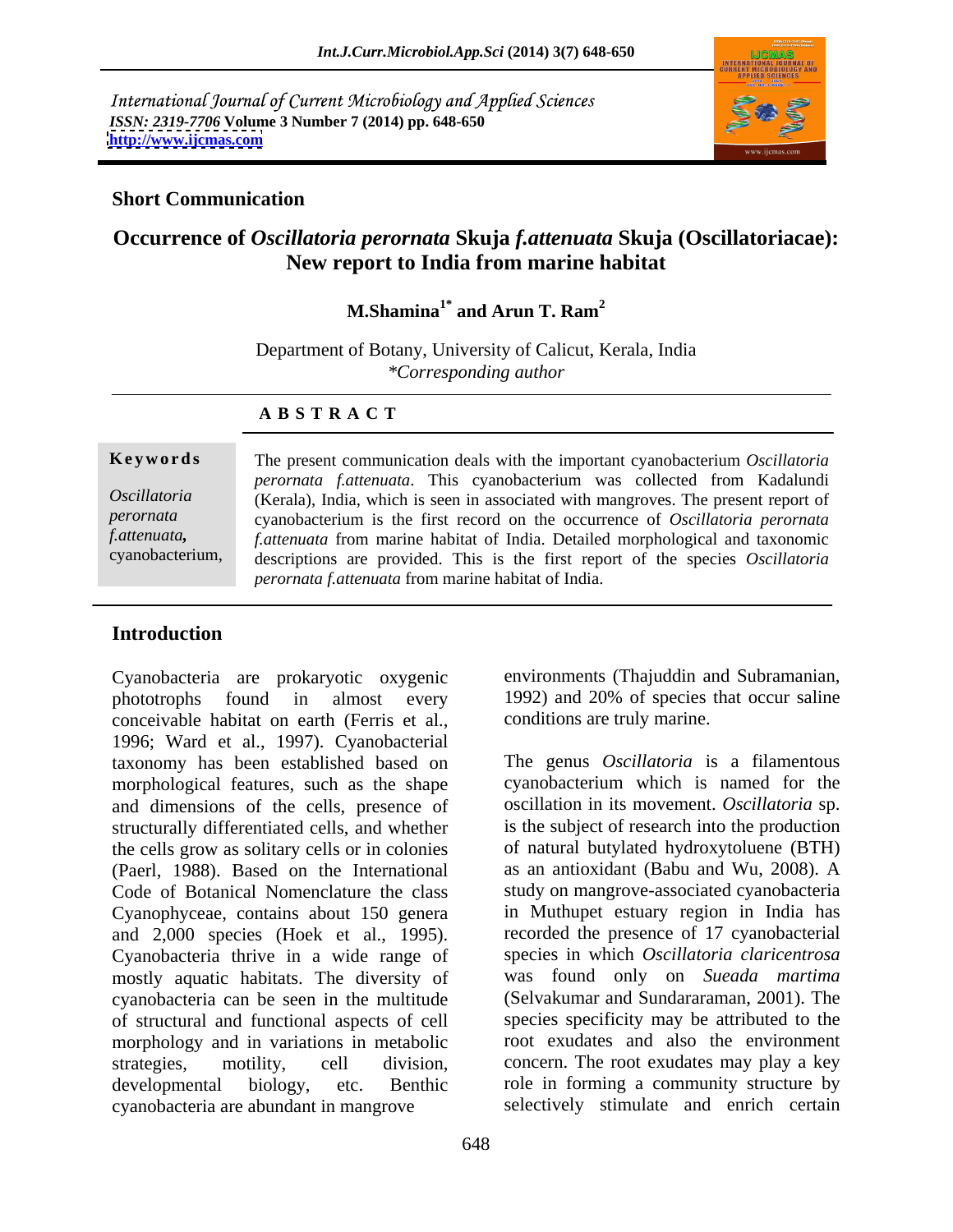International Journal of Current Microbiology and Applied Sciences
*ISSN: 2319-7706* **Volume 3 Number 7 (2014) pp. 648-650**
**http://www.ijcmas.com**

**Short Communication**

# Occurrence of *Oscillatoria pernornata* Skuja *f.attenuata* Skuja (Oscillatoriacae): New report to India from marine habitat

**M.Shamina[1*] and Arun T. Ram[2]**

Department of Botany, University of Calicut, Kerala, India
*\*Corresponding author*

**A B S T R A C T**

**Keywords**

*Oscillatoria pernornata f.attenuata*, cyanobacterium,

The present communication deals with the important cyanobacterium *Oscillatoria pernornata f.attenuata*. This cyanobacterium was collected from Kadalundi (Kerala), India, which is seen in associated with mangroves. The present report of cyanobacterium is the first record on the occurrence of *Oscillatoria pernornata f.attenuata* from marine habitat of India. Detailed morphological and taxonomic descriptions are provided. This is the first report of the species *Oscillatoria pernornata f.attenuata* from marine habitat of India.

## Introduction

Cyanobacteria are prokaryotic oxygenic phototrophs found in almost every conceivable habitat on earth (Ferris et al., 1996; Ward et al., 1997). Cyanobacterial taxonomy has been established based on morphological features, such as the shape and dimensions of the cells, presence of structurally differentiated cells, and whether the cells grow as solitary cells or in colonies (Paerl, 1988). Based on the International Code of Botanical Nomenclature the class Cyanophyceae, contains about 150 genera and 2,000 species (Hoek et al., 1995). Cyanobacteria thrive in a wide range of mostly aquatic habitats. The diversity of cyanobacteria can be seen in the multitude of structural and functional aspects of cell morphology and in variations in metabolic strategies, motility, cell division, developmental biology, etc. Benthic cyanobacteria are abundant in mangrove environments (Thajuddin and Subramanian, 1992) and 20% of species that occur saline conditions are truly marine.

The genus *Oscillatoria* is a filamentous cyanobacterium which is named for the oscillation in its movement. *Oscillatoria* sp. is the subject of research into the production of natural butylated hydroxytoluene (BTH) as an antioxidant (Babu and Wu, 2008). A study on mangrove-associated cyanobacteria in Muthupet estuary region in India has recorded the presence of 17 cyanobacterial species in which *Oscillatoria claricentrosa* was found only on *Sueada martima* (Selvakumar and Sundararaman, 2001). The species specificity may be attributed to the root exudates and also the environment concern. The root exudates may play a key role in forming a community structure by selectively stimulate and enrich certain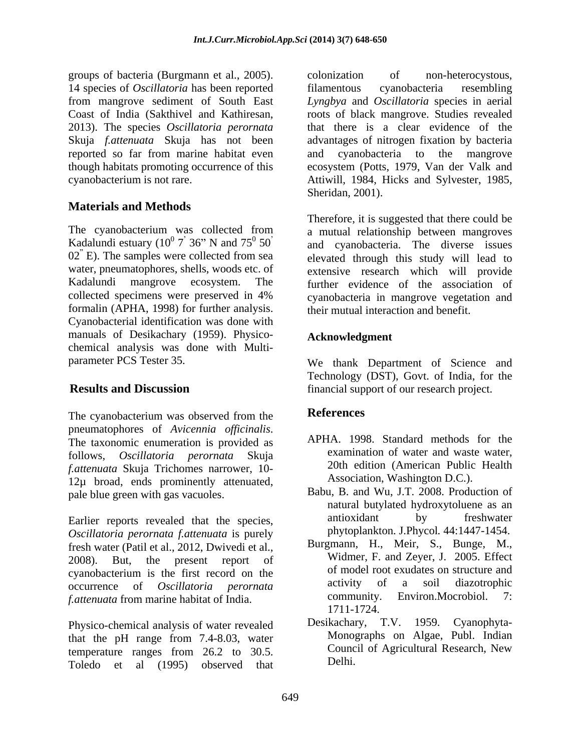groups of bacteria (Burgmann et al., 2005). 14 species of *Oscillatoria* has been reported from mangrove sediment of South East Coast of India (Sakthivel and Kathiresan, 2013). The species *Oscillatoria perornata* Skuja *f.attenuata* Skuja has not been reported so far from marine habitat even though habitats promoting occurrence of this cyanobacterium is not rare.

## Materials and Methods

The cyanobacterium was collected from Kadalundi estuary ($10^0$ 7' 36" N and $75^0$ 50' 02" E). The samples were collected from sea water, pneumatophores, shells, woods etc. of Kadalundi mangrove ecosystem. The collected specimens were preserved in 4% formalin (APHA, 1998) for further analysis. Cyanobacterial identification was done with manuals of Desikachary (1959). Physico-chemical analysis was done with Multi-parameter PCS Tester 35.

## Results and Discussion

The cyanobacterium was observed from the pneumatophores of *Avicennia officinalis*. The taxonomic enumeration is provided as follows, *Oscillatoria perornata* Skuja *f.attenuata* Skuja Trichomes narrower, 10-12μ broad, ends prominently attenuated, pale blue green with gas vacuoles.

Earlier reports revealed that the species, *Oscillatoria perornata f.attenuata* is purely fresh water (Patil et al., 2012, Dwivedi et al., 2008). But, the present report of cyanobacterium is the first record on the occurrence of *Oscillatoria perornata f.attenuata* from marine habitat of India.

Physico-chemical analysis of water revealed that the pH range from 7.4-8.03, water temperature ranges from 26.2 to 30.5. Toledo et al (1995) observed that colonization of non-heterocystous, filamentous cyanobacteria resembling *Lyngbya* and *Oscillatoria* species in aerial roots of black mangrove. Studies revealed that there is a clear evidence of the advantages of nitrogen fixation by bacteria and cyanobacteria to the mangrove ecosystem (Potts, 1979, Van der Valk and Attiwill, 1984, Hicks and Sylvester, 1985, Sheridan, 2001).

Therefore, it is suggested that there could be a mutual relationship between mangroves and cyanobacteria. The diverse issues elevated through this study will lead to extensive research which will provide further evidence of the association of cyanobacteria in mangrove vegetation and their mutual interaction and benefit.

## Acknowledgment

We thank Department of Science and Technology (DST), Govt. of India, for the financial support of our research project.

## References

APHA. 1998. Standard methods for the examination of water and waste water, 20th edition (American Public Health Association, Washington D.C.).

Babu, B. and Wu, J.T. 2008. Production of natural butylated hydroxytoluene as an antioxidant by freshwater phytoplankton. J.Phycol. 44:1447-1454.

Burgmann, H., Meir, S., Bunge, M., Widmer, F. and Zeyer, J. 2005. Effect of model root exudates on structure and activity of a soil diazotrophic community. Environ.Mocrobiol. 7: 1711-1724.

Desikachary, T.V. 1959. Cyanophyta-Monographs on Algae, Publ. Indian Council of Agricultural Research, New Delhi.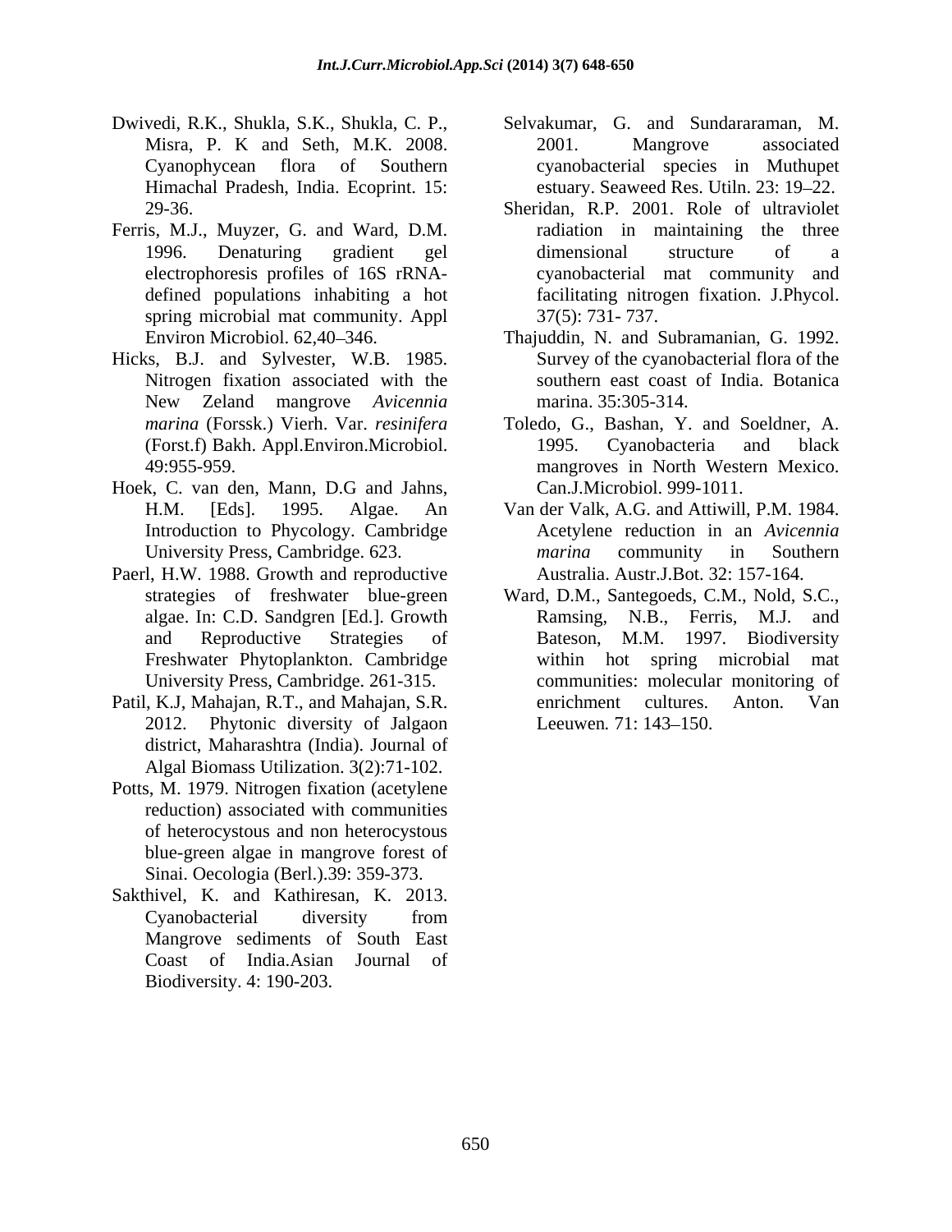Dwivedi, R.K., Shukla, S.K., Shukla, C. P., Misra, P. K and Seth, M.K. 2008. Cyanophycean flora of Southern Himachal Pradesh, India. Ecoprint. 15: 29-36.

Ferris, M.J., Muyzer, G. and Ward, D.M. 1996. Denaturing gradient gel electrophoresis profiles of 16S rRNA-defined populations inhabiting a hot spring microbial mat community. Appl Environ Microbiol. 62,40–346.

Hicks, B.J. and Sylvester, W.B. 1985. Nitrogen fixation associated with the New Zeland mangrove *Avicennia marina* (Forssk.) Vierh. Var. *resinifera* (Forst.f) Bakh. Appl.Environ.Microbiol. 49:955-959.

Hoek, C. van den, Mann, D.G and Jahns, H.M. [Eds]. 1995. Algae. An Introduction to Phycology. Cambridge University Press, Cambridge. 623.

Paerl, H.W. 1988. Growth and reproductive strategies of freshwater blue-green algae. In: C.D. Sandgren [Ed.]. Growth and Reproductive Strategies of Freshwater Phytoplankton. Cambridge University Press, Cambridge. 261-315.

Patil, K.J, Mahajan, R.T., and Mahajan, S.R. 2012. Phytonic diversity of Jalgaon district, Maharashtra (India). Journal of Algal Biomass Utilization. 3(2):71-102.

Potts, M. 1979. Nitrogen fixation (acetylene reduction) associated with communities of heterocystous and non heterocystous blue-green algae in mangrove forest of Sinai. Oecologia (Berl.).39: 359-373.

Sakthivel, K. and Kathiresan, K. 2013. Cyanobacterial diversity from Mangrove sediments of South East Coast of India.Asian Journal of Biodiversity. 4: 190-203.

Selvakumar, G. and Sundararaman, M. 2001. Mangrove associated cyanobacterial species in Muthupet estuary. Seaweed Res. Utiln. 23: 19–22.

Sheridan, R.P. 2001. Role of ultraviolet radiation in maintaining the three dimensional structure of a cyanobacterial mat community and facilitating nitrogen fixation. J.Phycol. 37(5): 731- 737.

Thajuddin, N. and Subramanian, G. 1992. Survey of the cyanobacterial flora of the southern east coast of India. Botanica marina. 35:305-314.

Toledo, G., Bashan, Y. and Soeldner, A. 1995. Cyanobacteria and black mangroves in North Western Mexico. Can.J.Microbiol. 999-1011.

Van der Valk, A.G. and Attiwill, P.M. 1984. Acetylene reduction in an *Avicennia marina* community in Southern Australia. Austr.J.Bot. 32: 157-164.

Ward, D.M., Santegoeds, C.M., Nold, S.C., Ramsing, N.B., Ferris, M.J. and Bateson, M.M. 1997. Biodiversity within hot spring microbial mat communities: molecular monitoring of enrichment cultures. Anton. Van Leeuwen*.* 71: 143–150.